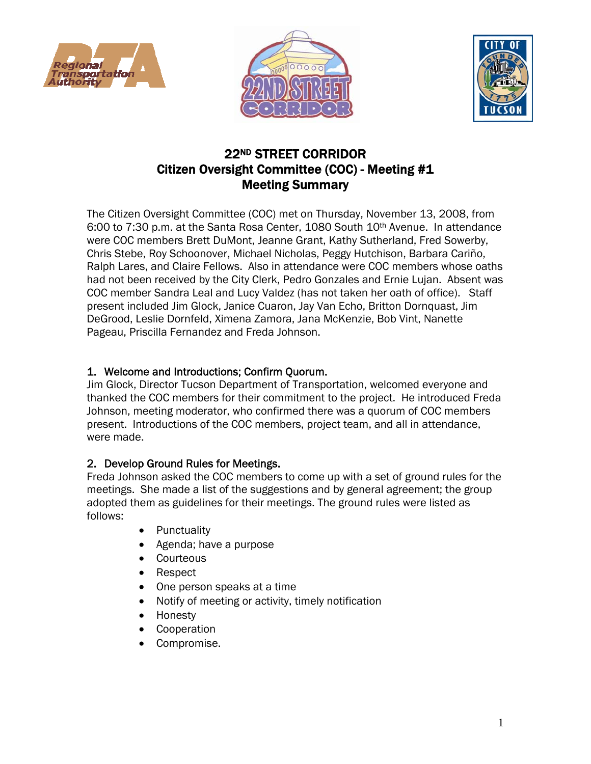# 22ND STREET CORRIDOR
## Citizen Oversight Committee (COC) - Meeting #1
## Meeting Summary

The Citizen Oversight Committee (COC) met on Thursday, November 13, 2008, from 6:00 to 7:30 p.m. at the Santa Rosa Center, 1080 South 10th Avenue. In attendance were COC members Brett DuMont, Jeanne Grant, Kathy Sutherland, Fred Sowerby, Chris Stebe, Roy Schoonover, Michael Nicholas, Peggy Hutchison, Barbara Cariño, Ralph Lares, and Claire Fellows. Also in attendance were COC members whose oaths had not been received by the City Clerk, Pedro Gonzales and Ernie Lujan. Absent was COC member Sandra Leal and Lucy Valdez (has not taken her oath of office). Staff present included Jim Glock, Janice Cuaron, Jay Van Echo, Britton Dornquast, Jim DeGrood, Leslie Dornfeld, Ximena Zamora, Jana McKenzie, Bob Vint, Nanette Pageau, Priscilla Fernandez and Freda Johnson.

### 1. Welcome and Introductions; Confirm Quorum.

Jim Glock, Director Tucson Department of Transportation, welcomed everyone and thanked the COC members for their commitment to the project. He introduced Freda Johnson, meeting moderator, who confirmed there was a quorum of COC members present. Introductions of the COC members, project team, and all in attendance, were made.

### 2. Develop Ground Rules for Meetings.

Freda Johnson asked the COC members to come up with a set of ground rules for the meetings. She made a list of the suggestions and by general agreement; the group adopted them as guidelines for their meetings. The ground rules were listed as follows:

- Punctuality
- Agenda; have a purpose
- Courteous
- Respect
- One person speaks at a time
- Notify of meeting or activity, timely notification
- Honesty
- Cooperation
- Compromise.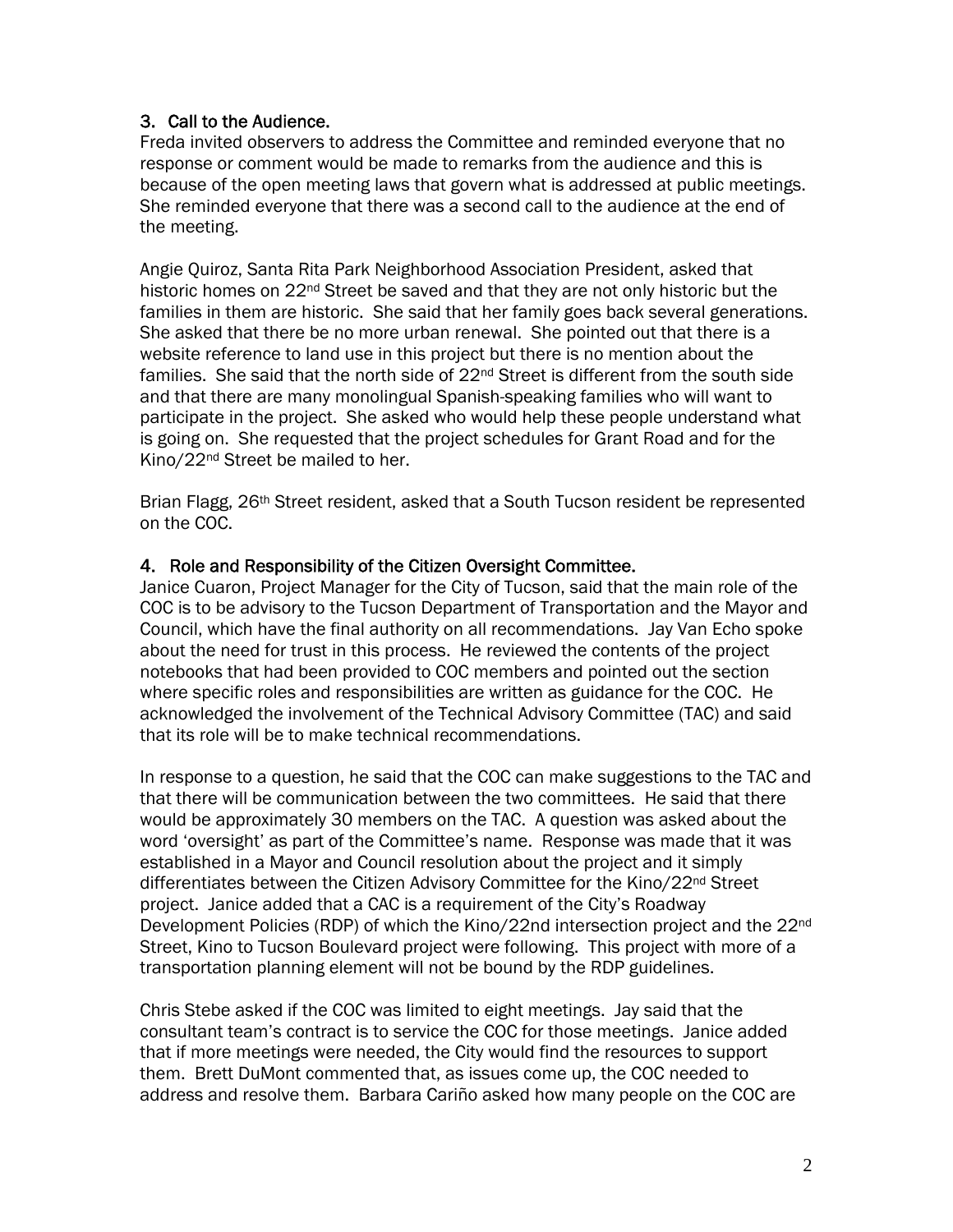## 3. Call to the Audience.

Freda invited observers to address the Committee and reminded everyone that no response or comment would be made to remarks from the audience and this is because of the open meeting laws that govern what is addressed at public meetings. She reminded everyone that there was a second call to the audience at the end of the meeting.

Angie Quiroz, Santa Rita Park Neighborhood Association President, asked that historic homes on 22nd Street be saved and that they are not only historic but the families in them are historic. She said that her family goes back several generations. She asked that there be no more urban renewal. She pointed out that there is a website reference to land use in this project but there is no mention about the families. She said that the north side of 22nd Street is different from the south side and that there are many monolingual Spanish-speaking families who will want to participate in the project. She asked who would help these people understand what is going on. She requested that the project schedules for Grant Road and for the Kino/22nd Street be mailed to her.

Brian Flagg, 26th Street resident, asked that a South Tucson resident be represented on the COC.

## 4. Role and Responsibility of the Citizen Oversight Committee.

Janice Cuaron, Project Manager for the City of Tucson, said that the main role of the COC is to be advisory to the Tucson Department of Transportation and the Mayor and Council, which have the final authority on all recommendations. Jay Van Echo spoke about the need for trust in this process. He reviewed the contents of the project notebooks that had been provided to COC members and pointed out the section where specific roles and responsibilities are written as guidance for the COC. He acknowledged the involvement of the Technical Advisory Committee (TAC) and said that its role will be to make technical recommendations.

In response to a question, he said that the COC can make suggestions to the TAC and that there will be communication between the two committees. He said that there would be approximately 30 members on the TAC. A question was asked about the word 'oversight' as part of the Committee's name. Response was made that it was established in a Mayor and Council resolution about the project and it simply differentiates between the Citizen Advisory Committee for the Kino/22nd Street project. Janice added that a CAC is a requirement of the City's Roadway Development Policies (RDP) of which the Kino/22nd intersection project and the 22nd Street, Kino to Tucson Boulevard project were following. This project with more of a transportation planning element will not be bound by the RDP guidelines.

Chris Stebe asked if the COC was limited to eight meetings. Jay said that the consultant team's contract is to service the COC for those meetings. Janice added that if more meetings were needed, the City would find the resources to support them. Brett DuMont commented that, as issues come up, the COC needed to address and resolve them. Barbara Cariño asked how many people on the COC are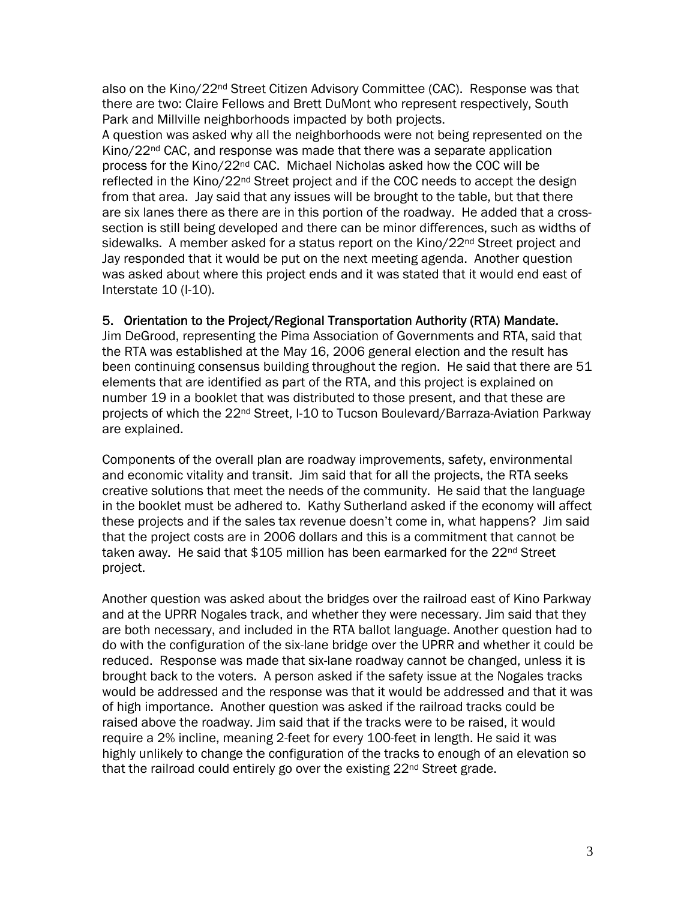also on the Kino/22nd Street Citizen Advisory Committee (CAC). Response was that there are two: Claire Fellows and Brett DuMont who represent respectively, South Park and Millville neighborhoods impacted by both projects.
A question was asked why all the neighborhoods were not being represented on the Kino/22nd CAC, and response was made that there was a separate application process for the Kino/22nd CAC. Michael Nicholas asked how the COC will be reflected in the Kino/22nd Street project and if the COC needs to accept the design from that area. Jay said that any issues will be brought to the table, but that there are six lanes there as there are in this portion of the roadway. He added that a cross-section is still being developed and there can be minor differences, such as widths of sidewalks. A member asked for a status report on the Kino/22nd Street project and Jay responded that it would be put on the next meeting agenda. Another question was asked about where this project ends and it was stated that it would end east of Interstate 10 (I-10).

## 5. Orientation to the Project/Regional Transportation Authority (RTA) Mandate.

Jim DeGrood, representing the Pima Association of Governments and RTA, said that the RTA was established at the May 16, 2006 general election and the result has been continuing consensus building throughout the region. He said that there are 51 elements that are identified as part of the RTA, and this project is explained on number 19 in a booklet that was distributed to those present, and that these are projects of which the 22nd Street, I-10 to Tucson Boulevard/Barraza-Aviation Parkway are explained.

Components of the overall plan are roadway improvements, safety, environmental and economic vitality and transit. Jim said that for all the projects, the RTA seeks creative solutions that meet the needs of the community. He said that the language in the booklet must be adhered to. Kathy Sutherland asked if the economy will affect these projects and if the sales tax revenue doesn't come in, what happens? Jim said that the project costs are in 2006 dollars and this is a commitment that cannot be taken away. He said that $105 million has been earmarked for the 22nd Street project.

Another question was asked about the bridges over the railroad east of Kino Parkway and at the UPRR Nogales track, and whether they were necessary. Jim said that they are both necessary, and included in the RTA ballot language. Another question had to do with the configuration of the six-lane bridge over the UPRR and whether it could be reduced. Response was made that six-lane roadway cannot be changed, unless it is brought back to the voters. A person asked if the safety issue at the Nogales tracks would be addressed and the response was that it would be addressed and that it was of high importance. Another question was asked if the railroad tracks could be raised above the roadway. Jim said that if the tracks were to be raised, it would require a 2% incline, meaning 2-feet for every 100-feet in length. He said it was highly unlikely to change the configuration of the tracks to enough of an elevation so that the railroad could entirely go over the existing 22nd Street grade.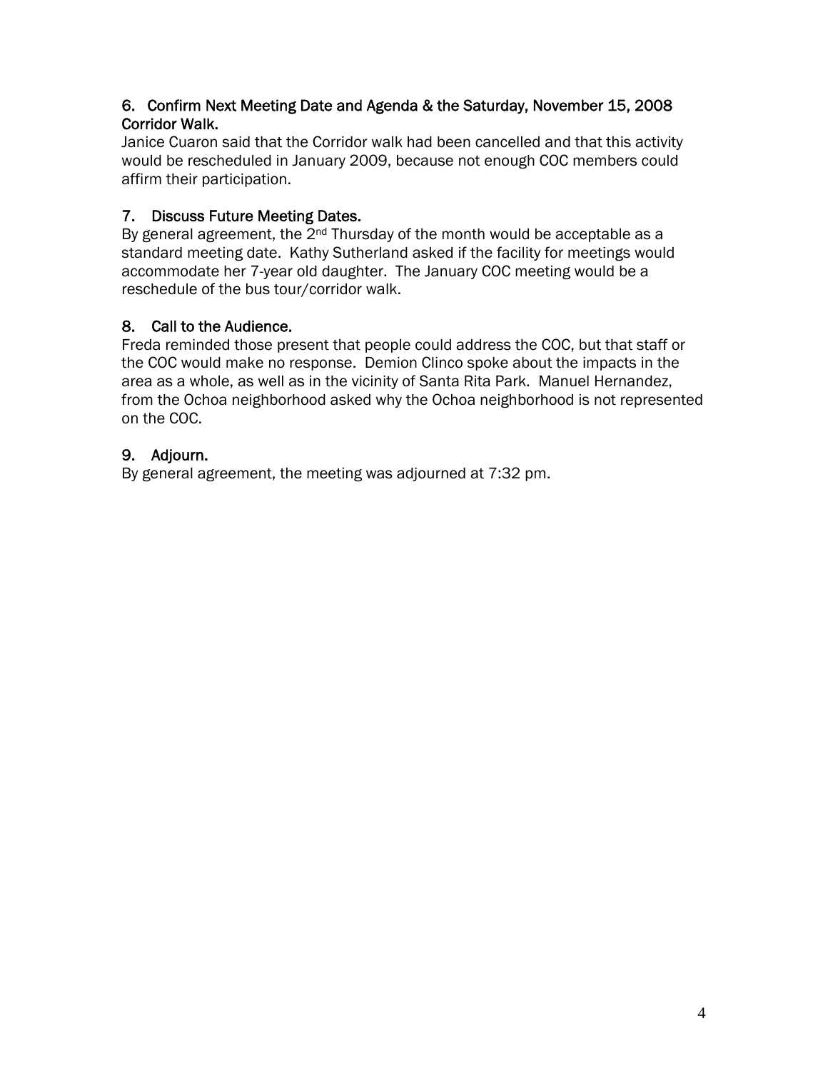### 6. Confirm Next Meeting Date and Agenda & the Saturday, November 15, 2008 Corridor Walk.

Janice Cuaron said that the Corridor walk had been cancelled and that this activity would be rescheduled in January 2009, because not enough COC members could affirm their participation.

### 7. Discuss Future Meeting Dates.

By general agreement, the 2nd Thursday of the month would be acceptable as a standard meeting date. Kathy Sutherland asked if the facility for meetings would accommodate her 7-year old daughter. The January COC meeting would be a reschedule of the bus tour/corridor walk.

### 8. Call to the Audience.

Freda reminded those present that people could address the COC, but that staff or the COC would make no response. Demion Clinco spoke about the impacts in the area as a whole, as well as in the vicinity of Santa Rita Park. Manuel Hernandez, from the Ochoa neighborhood asked why the Ochoa neighborhood is not represented on the COC.

### 9. Adjourn.

By general agreement, the meeting was adjourned at 7:32 pm.